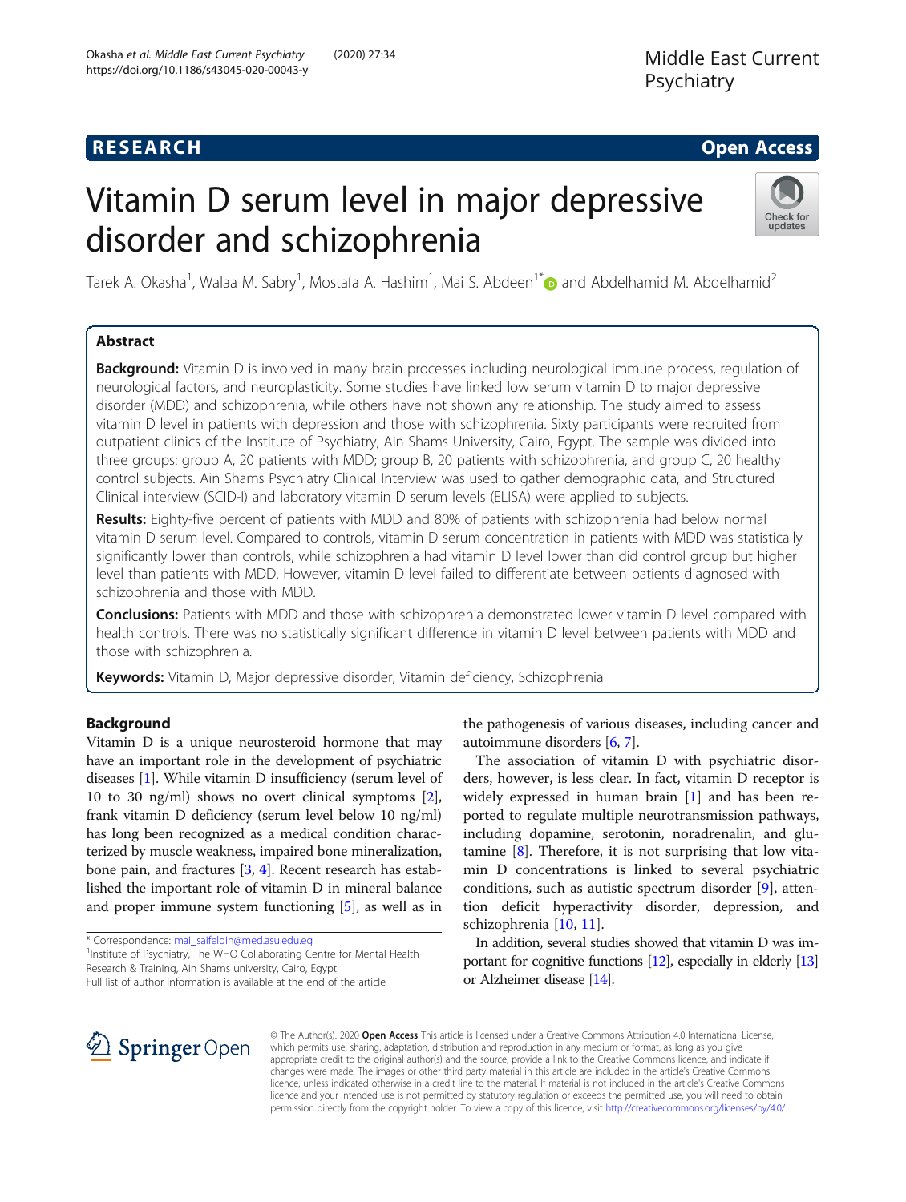RESEARCH Open Access

# Vitamin D serum level in major depressive disorder and schizophrenia

Tarek A. Okasha[1], Walaa M. Sabry[1], Mostafa A. Hashim[1], Mai S. Abdeen[1*] and Abdelhamid M. Abdelhamid[2]

## Abstract

**Background:** Vitamin D is involved in many brain processes including neurological immune process, regulation of neurological factors, and neuroplasticity. Some studies have linked low serum vitamin D to major depressive disorder (MDD) and schizophrenia, while others have not shown any relationship. The study aimed to assess vitamin D level in patients with depression and those with schizophrenia. Sixty participants were recruited from outpatient clinics of the Institute of Psychiatry, Ain Shams University, Cairo, Egypt. The sample was divided into three groups: group A, 20 patients with MDD; group B, 20 patients with schizophrenia, and group C, 20 healthy control subjects. Ain Shams Psychiatry Clinical Interview was used to gather demographic data, and Structured Clinical interview (SCID-I) and laboratory vitamin D serum levels (ELISA) were applied to subjects.

**Results:** Eighty-five percent of patients with MDD and 80% of patients with schizophrenia had below normal vitamin D serum level. Compared to controls, vitamin D serum concentration in patients with MDD was statistically significantly lower than controls, while schizophrenia had vitamin D level lower than did control group but higher level than patients with MDD. However, vitamin D level failed to differentiate between patients diagnosed with schizophrenia and those with MDD.

**Conclusions:** Patients with MDD and those with schizophrenia demonstrated lower vitamin D level compared with health controls. There was no statistically significant difference in vitamin D level between patients with MDD and those with schizophrenia.

**Keywords:** Vitamin D, Major depressive disorder, Vitamin deficiency, Schizophrenia

## Background

Vitamin D is a unique neurosteroid hormone that may have an important role in the development of psychiatric diseases [1]. While vitamin D insufficiency (serum level of 10 to 30 ng/ml) shows no overt clinical symptoms [2], frank vitamin D deficiency (serum level below 10 ng/ml) has long been recognized as a medical condition characterized by muscle weakness, impaired bone mineralization, bone pain, and fractures [3, 4]. Recent research has established the important role of vitamin D in mineral balance and proper immune system functioning [5], as well as in the pathogenesis of various diseases, including cancer and autoimmune disorders [6, 7].

The association of vitamin D with psychiatric disorders, however, is less clear. In fact, vitamin D receptor is widely expressed in human brain [1] and has been reported to regulate multiple neurotransmission pathways, including dopamine, serotonin, noradrenalin, and glutamine [8]. Therefore, it is not surprising that low vitamin D concentrations is linked to several psychiatric conditions, such as autistic spectrum disorder [9], attention deficit hyperactivity disorder, depression, and schizophrenia [10, 11].

In addition, several studies showed that vitamin D was important for cognitive functions [12], especially in elderly [13] or Alzheimer disease [14].

\* Correspondence: mai_saifeldin@med.asu.edu.eg

[1]Institute of Psychiatry, The WHO Collaborating Centre for Mental Health Research & Training, Ain Shams university, Cairo, Egypt

Full list of author information is available at the end of the article

© The Author(s). 2020 **Open Access** This article is licensed under a Creative Commons Attribution 4.0 International License, which permits use, sharing, adaptation, distribution and reproduction in any medium or format, as long as you give appropriate credit to the original author(s) and the source, provide a link to the Creative Commons licence, and indicate if changes were made. The images or other third party material in this article are included in the article's Creative Commons licence, unless indicated otherwise in a credit line to the material. If material is not included in the article's Creative Commons licence and your intended use is not permitted by statutory regulation or exceeds the permitted use, you will need to obtain permission directly from the copyright holder. To view a copy of this licence, visit http://creativecommons.org/licenses/by/4.0/.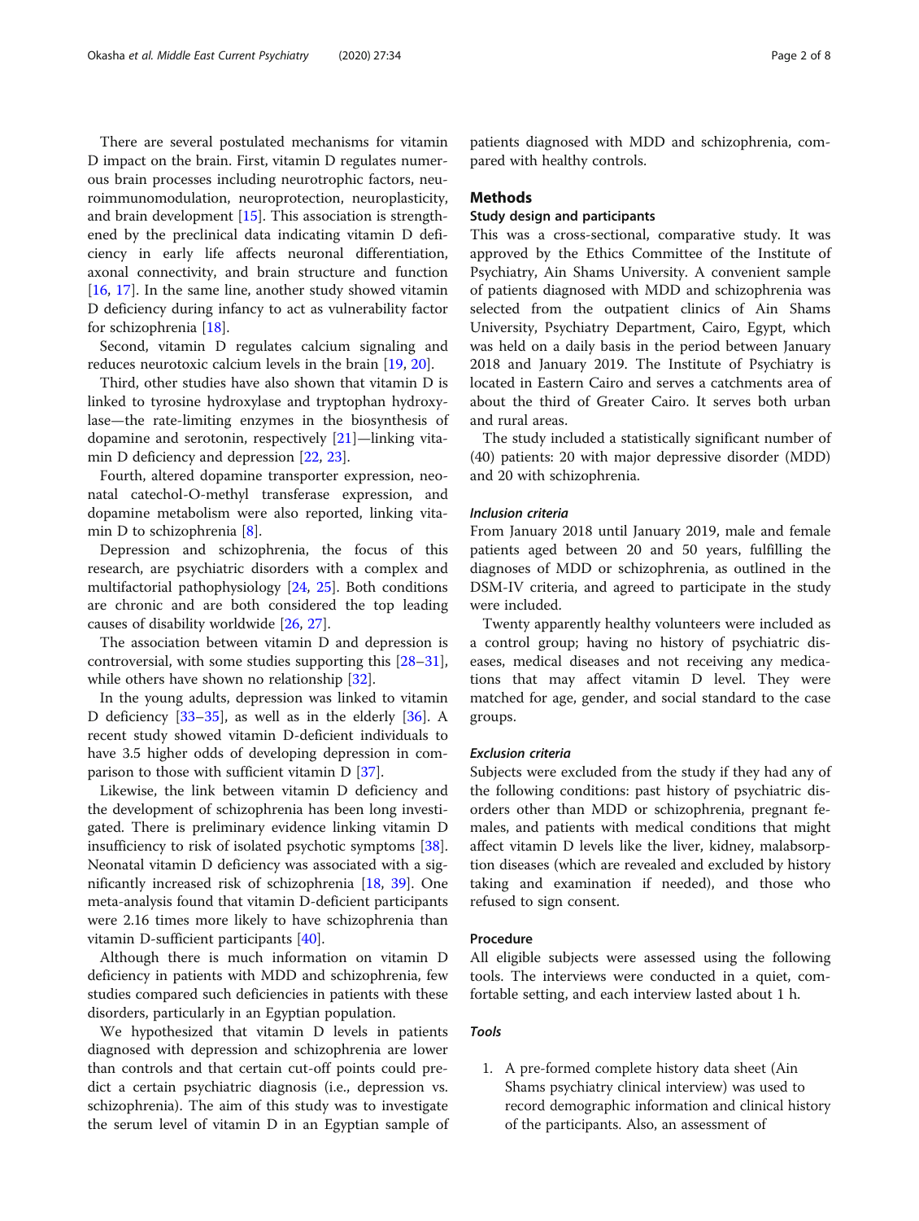There are several postulated mechanisms for vitamin D impact on the brain. First, vitamin D regulates numerous brain processes including neurotrophic factors, neuroimmunomodulation, neuroprotection, neuroplasticity, and brain development [15]. This association is strengthened by the preclinical data indicating vitamin D deficiency in early life affects neuronal differentiation, axonal connectivity, and brain structure and function [16, 17]. In the same line, another study showed vitamin D deficiency during infancy to act as vulnerability factor for schizophrenia [18].

Second, vitamin D regulates calcium signaling and reduces neurotoxic calcium levels in the brain [19, 20].

Third, other studies have also shown that vitamin D is linked to tyrosine hydroxylase and tryptophan hydroxylase—the rate-limiting enzymes in the biosynthesis of dopamine and serotonin, respectively [21]—linking vitamin D deficiency and depression [22, 23].

Fourth, altered dopamine transporter expression, neonatal catechol-O-methyl transferase expression, and dopamine metabolism were also reported, linking vitamin D to schizophrenia [8].

Depression and schizophrenia, the focus of this research, are psychiatric disorders with a complex and multifactorial pathophysiology [24, 25]. Both conditions are chronic and are both considered the top leading causes of disability worldwide [26, 27].

The association between vitamin D and depression is controversial, with some studies supporting this [28–31], while others have shown no relationship [32].

In the young adults, depression was linked to vitamin D deficiency [33–35], as well as in the elderly [36]. A recent study showed vitamin D-deficient individuals to have 3.5 higher odds of developing depression in comparison to those with sufficient vitamin D [37].

Likewise, the link between vitamin D deficiency and the development of schizophrenia has been long investigated. There is preliminary evidence linking vitamin D insufficiency to risk of isolated psychotic symptoms [38]. Neonatal vitamin D deficiency was associated with a significantly increased risk of schizophrenia [18, 39]. One meta-analysis found that vitamin D-deficient participants were 2.16 times more likely to have schizophrenia than vitamin D-sufficient participants [40].

Although there is much information on vitamin D deficiency in patients with MDD and schizophrenia, few studies compared such deficiencies in patients with these disorders, particularly in an Egyptian population.

We hypothesized that vitamin D levels in patients diagnosed with depression and schizophrenia are lower than controls and that certain cut-off points could predict a certain psychiatric diagnosis (i.e., depression vs. schizophrenia). The aim of this study was to investigate the serum level of vitamin D in an Egyptian sample of patients diagnosed with MDD and schizophrenia, compared with healthy controls.

## Methods

### Study design and participants

This was a cross-sectional, comparative study. It was approved by the Ethics Committee of the Institute of Psychiatry, Ain Shams University. A convenient sample of patients diagnosed with MDD and schizophrenia was selected from the outpatient clinics of Ain Shams University, Psychiatry Department, Cairo, Egypt, which was held on a daily basis in the period between January 2018 and January 2019. The Institute of Psychiatry is located in Eastern Cairo and serves a catchments area of about the third of Greater Cairo. It serves both urban and rural areas.

The study included a statistically significant number of (40) patients: 20 with major depressive disorder (MDD) and 20 with schizophrenia.

#### *Inclusion criteria*

From January 2018 until January 2019, male and female patients aged between 20 and 50 years, fulfilling the diagnoses of MDD or schizophrenia, as outlined in the DSM-IV criteria, and agreed to participate in the study were included.

Twenty apparently healthy volunteers were included as a control group; having no history of psychiatric diseases, medical diseases and not receiving any medications that may affect vitamin D level. They were matched for age, gender, and social standard to the case groups.

#### *Exclusion criteria*

Subjects were excluded from the study if they had any of the following conditions: past history of psychiatric disorders other than MDD or schizophrenia, pregnant females, and patients with medical conditions that might affect vitamin D levels like the liver, kidney, malabsorption diseases (which are revealed and excluded by history taking and examination if needed), and those who refused to sign consent.

### Procedure

All eligible subjects were assessed using the following tools. The interviews were conducted in a quiet, comfortable setting, and each interview lasted about 1 h.

#### *Tools*

1. A pre-formed complete history data sheet (Ain Shams psychiatry clinical interview) was used to record demographic information and clinical history of the participants. Also, an assessment of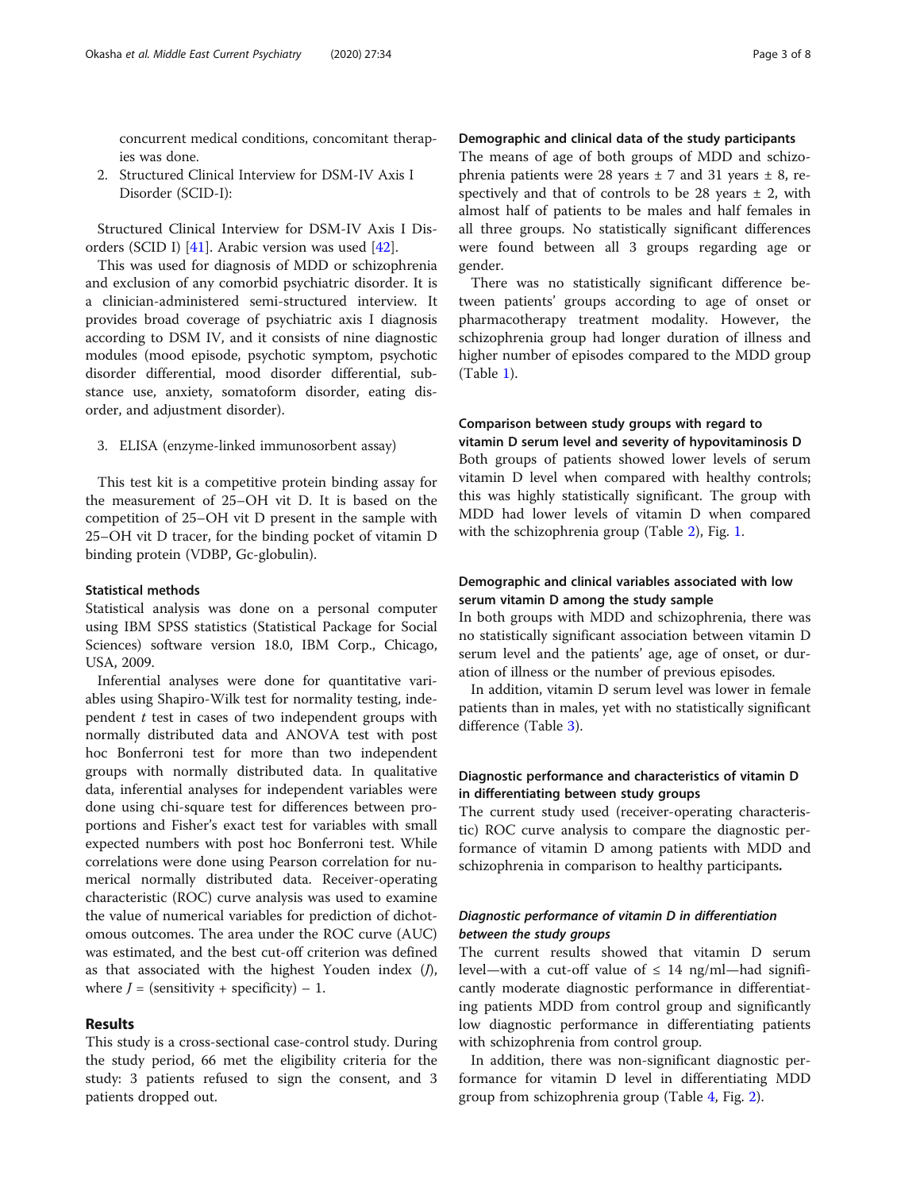concurrent medical conditions, concomitant therapies was done.

2. Structured Clinical Interview for DSM-IV Axis I Disorder (SCID-I):

Structured Clinical Interview for DSM-IV Axis I Disorders (SCID I) [41]. Arabic version was used [42].

This was used for diagnosis of MDD or schizophrenia and exclusion of any comorbid psychiatric disorder. It is a clinician-administered semi-structured interview. It provides broad coverage of psychiatric axis I diagnosis according to DSM IV, and it consists of nine diagnostic modules (mood episode, psychotic symptom, psychotic disorder differential, mood disorder differential, substance use, anxiety, somatoform disorder, eating disorder, and adjustment disorder).

3. ELISA (enzyme-linked immunosorbent assay)

This test kit is a competitive protein binding assay for the measurement of 25–OH vit D. It is based on the competition of 25–OH vit D present in the sample with 25–OH vit D tracer, for the binding pocket of vitamin D binding protein (VDBP, Gc-globulin).

#### Statistical methods

Statistical analysis was done on a personal computer using IBM SPSS statistics (Statistical Package for Social Sciences) software version 18.0, IBM Corp., Chicago, USA, 2009.

Inferential analyses were done for quantitative variables using Shapiro-Wilk test for normality testing, independent *t* test in cases of two independent groups with normally distributed data and ANOVA test with post hoc Bonferroni test for more than two independent groups with normally distributed data. In qualitative data, inferential analyses for independent variables were done using chi-square test for differences between proportions and Fisher's exact test for variables with small expected numbers with post hoc Bonferroni test. While correlations were done using Pearson correlation for numerical normally distributed data. Receiver-operating characteristic (ROC) curve analysis was used to examine the value of numerical variables for prediction of dichotomous outcomes. The area under the ROC curve (AUC) was estimated, and the best cut-off criterion was defined as that associated with the highest Youden index ($J$), where $J$ = (sensitivity + specificity) − 1.

## Results

This study is a cross-sectional case-control study. During the study period, 66 met the eligibility criteria for the study: 3 patients refused to sign the consent, and 3 patients dropped out.

#### Demographic and clinical data of the study participants

The means of age of both groups of MDD and schizophrenia patients were 28 years ± 7 and 31 years ± 8, respectively and that of controls to be 28 years ± 2, with almost half of patients to be males and half females in all three groups. No statistically significant differences were found between all 3 groups regarding age or gender.

There was no statistically significant difference between patients' groups according to age of onset or pharmacotherapy treatment modality. However, the schizophrenia group had longer duration of illness and higher number of episodes compared to the MDD group (Table 1).

#### Comparison between study groups with regard to vitamin D serum level and severity of hypovitaminosis D

Both groups of patients showed lower levels of serum vitamin D level when compared with healthy controls; this was highly statistically significant. The group with MDD had lower levels of vitamin D when compared with the schizophrenia group (Table 2), Fig. 1.

#### Demographic and clinical variables associated with low serum vitamin D among the study sample

In both groups with MDD and schizophrenia, there was no statistically significant association between vitamin D serum level and the patients' age, age of onset, or duration of illness or the number of previous episodes.

In addition, vitamin D serum level was lower in female patients than in males, yet with no statistically significant difference (Table 3).

#### Diagnostic performance and characteristics of vitamin D in differentiating between study groups

The current study used (receiver-operating characteristic) ROC curve analysis to compare the diagnostic performance of vitamin D among patients with MDD and schizophrenia in comparison to healthy participants.

#### *Diagnostic performance of vitamin D in differentiation between the study groups*

The current results showed that vitamin D serum level—with a cut-off value of ≤ 14 ng/ml—had significantly moderate diagnostic performance in differentiating patients MDD from control group and significantly low diagnostic performance in differentiating patients with schizophrenia from control group.

In addition, there was non-significant diagnostic performance for vitamin D level in differentiating MDD group from schizophrenia group (Table 4, Fig. 2).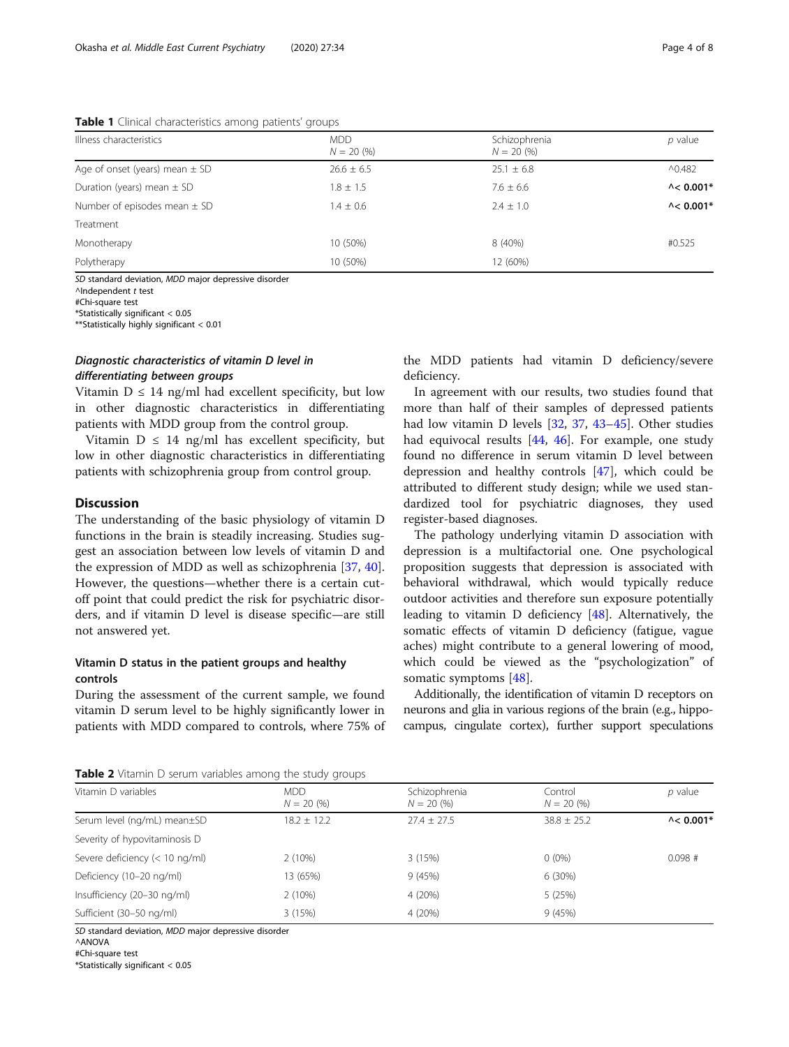**Table 1** Clinical characteristics among patients' groups

| Illness characteristics | MDD $N = 20$ (%) | Schizophrenia $N = 20$ (%) | *p* value |
| --- | --- | --- | --- |
| Age of onset (years) mean ± SD | 26.6 ± 6.5 | 25.1 ± 6.8 | ^0.482 |
| Duration (years) mean ± SD | 1.8 ± 1.5 | 7.6 ± 6.6 | **^< 0.001*** |
| Number of episodes mean ± SD | 1.4 ± 0.6 | 2.4 ± 1.0 | **^< 0.001*** |
| Treatment | | | |
| Monotherapy | 10 (50%) | 8 (40%) | #0.525 |
| Polytherapy | 10 (50%) | 12 (60%) | |

*SD* standard deviation, *MDD* major depressive disorder
^Independent *t* test
#Chi-square test
*Statistically significant < 0.05
**Statistically highly significant < 0.01

### *Diagnostic characteristics of vitamin D level in differentiating between groups*

Vitamin D ≤ 14 ng/ml had excellent specificity, but low in other diagnostic characteristics in differentiating patients with MDD group from the control group.

Vitamin D ≤ 14 ng/ml has excellent specificity, but low in other diagnostic characteristics in differentiating patients with schizophrenia group from control group.

## Discussion

The understanding of the basic physiology of vitamin D functions in the brain is steadily increasing. Studies suggest an association between low levels of vitamin D and the expression of MDD as well as schizophrenia [37, 40]. However, the questions—whether there is a certain cut-off point that could predict the risk for psychiatric disorders, and if vitamin D level is disease specific—are still not answered yet.

### Vitamin D status in the patient groups and healthy controls

During the assessment of the current sample, we found vitamin D serum level to be highly significantly lower in patients with MDD compared to controls, where 75% of the MDD patients had vitamin D deficiency/severe deficiency.

In agreement with our results, two studies found that more than half of their samples of depressed patients had low vitamin D levels [32, 37, 43–45]. Other studies had equivocal results [44, 46]. For example, one study found no difference in serum vitamin D level between depression and healthy controls [47], which could be attributed to different study design; while we used standardized tool for psychiatric diagnoses, they used register-based diagnoses.

The pathology underlying vitamin D association with depression is a multifactorial one. One psychological proposition suggests that depression is associated with behavioral withdrawal, which would typically reduce outdoor activities and therefore sun exposure potentially leading to vitamin D deficiency [48]. Alternatively, the somatic effects of vitamin D deficiency (fatigue, vague aches) might contribute to a general lowering of mood, which could be viewed as the "psychologization" of somatic symptoms [48].

Additionally, the identification of vitamin D receptors on neurons and glia in various regions of the brain (e.g., hippocampus, cingulate cortex), further support speculations

**Table 2** Vitamin D serum variables among the study groups

| Vitamin D variables | MDD $N = 20$ (%) | Schizophrenia $N = 20$ (%) | Control $N = 20$ (%) | *p* value |
| --- | --- | --- | --- | --- |
| Serum level (ng/mL) mean±SD | 18.2 ± 12.2 | 27.4 ± 27.5 | 38.8 ± 25.2 | **^< 0.001*** |
| Severity of hypovitaminosis D | | | | |
| Severe deficiency (< 10 ng/ml) | 2 (10%) | 3 (15%) | 0 (0%) | 0.098 # |
| Deficiency (10–20 ng/ml) | 13 (65%) | 9 (45%) | 6 (30%) | |
| Insufficiency (20–30 ng/ml) | 2 (10%) | 4 (20%) | 5 (25%) | |
| Sufficient (30–50 ng/ml) | 3 (15%) | 4 (20%) | 9 (45%) | |

*SD* standard deviation, *MDD* major depressive disorder
^ANOVA
#Chi-square test
*Statistically significant < 0.05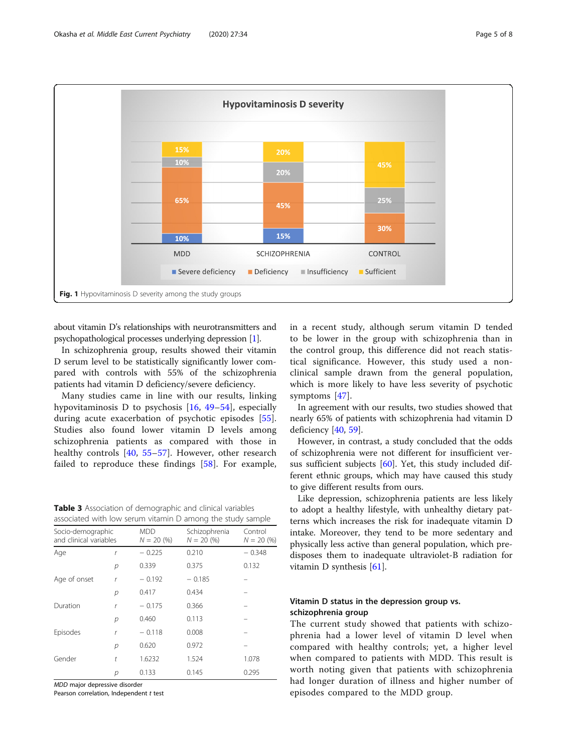Fig. 1 Hypovitaminosis D severity among the study groups

about vitamin D's relationships with neurotransmitters and psychopathological processes underlying depression [1].

In schizophrenia group, results showed their vitamin D serum level to be statistically significantly lower compared with controls with 55% of the schizophrenia patients had vitamin D deficiency/severe deficiency.

Many studies came in line with our results, linking hypovitaminosis D to psychosis [16, 49–54], especially during acute exacerbation of psychotic episodes [55]. Studies also found lower vitamin D levels among schizophrenia patients as compared with those in healthy controls [40, 55–57]. However, other research failed to reproduce these findings [58]. For example, in a recent study, although serum vitamin D tended to be lower in the group with schizophrenia than in the control group, this difference did not reach statistical significance. However, this study used a nonclinical sample drawn from the general population, which is more likely to have less severity of psychotic symptoms [47].

In agreement with our results, two studies showed that nearly 65% of patients with schizophrenia had vitamin D deficiency [40, 59].

However, in contrast, a study concluded that the odds of schizophrenia were not different for insufficient versus sufficient subjects [60]. Yet, this study included different ethnic groups, which may have caused this study to give different results from ours.

Like depression, schizophrenia patients are less likely to adopt a healthy lifestyle, with unhealthy dietary patterns which increases the risk for inadequate vitamin D intake. Moreover, they tend to be more sedentary and physically less active than general population, which predisposes them to inadequate ultraviolet-B radiation for vitamin D synthesis [61].

**Table 3** Association of demographic and clinical variables associated with low serum vitamin D among the study sample

| Socio-demographic and clinical variables | | MDD N = 20 (%) | Schizophrenia N = 20 (%) | Control N = 20 (%) |
|---|---|---|---|---|
| Age | *r* | − 0.225 | 0.210 | − 0.348 |
| | *p* | 0.339 | 0.375 | 0.132 |
| Age of onset | *r* | − 0.192 | − 0.185 | – |
| | *p* | 0.417 | 0.434 | – |
| Duration | *r* | − 0.175 | 0.366 | – |
| | *p* | 0.460 | 0.113 | – |
| Episodes | *r* | − 0.118 | 0.008 | – |
| | *p* | 0.620 | 0.972 | – |
| Gender | *t* | 1.6232 | 1.524 | 1.078 |
| | *p* | 0.133 | 0.145 | 0.295 |

*MDD* major depressive disorder
Pearson correlation, Independent *t* test

### Vitamin D status in the depression group vs. schizophrenia group

The current study showed that patients with schizophrenia had a lower level of vitamin D level when compared with healthy controls; yet, a higher level when compared to patients with MDD. This result is worth noting given that patients with schizophrenia had longer duration of illness and higher number of episodes compared to the MDD group.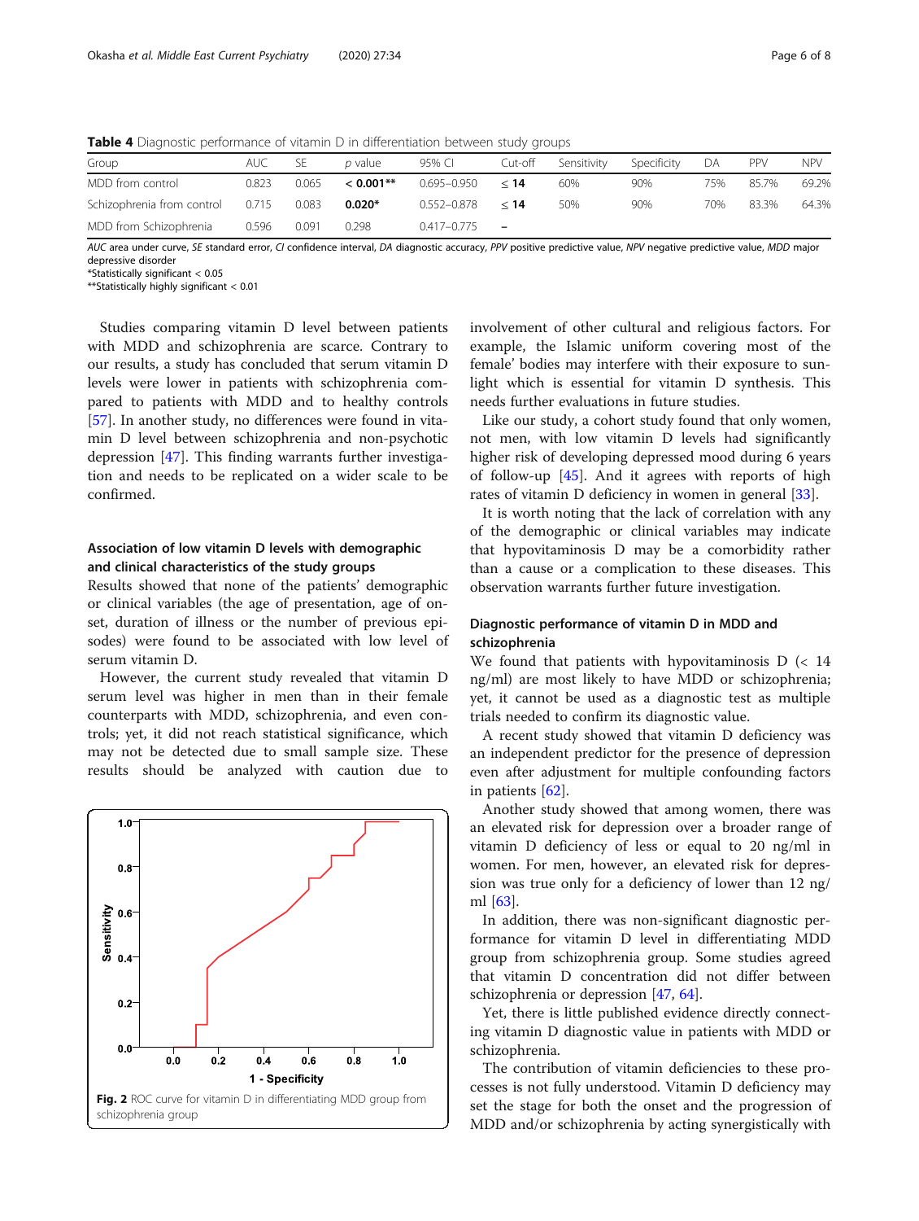**Table 4** Diagnostic performance of vitamin D in differentiation between study groups

| Group | AUC | SE | *p* value | 95% CI | Cut-off | Sensitivity | Specificity | DA | PPV | NPV |
|---|---|---|---|---|---|---|---|---|---|---|
| MDD from control | 0.823 | 0.065 | **< 0.001**\*\* | 0.695–0.950 | **≤ 14** | 60% | 90% | 75% | 85.7% | 69.2% |
| Schizophrenia from control | 0.715 | 0.083 | **0.020**\* | 0.552–0.878 | **≤ 14** | 50% | 90% | 70% | 83.3% | 64.3% |
| MDD from Schizophrenia | 0.596 | 0.091 | 0.298 | 0.417–0.775 | – | | | | | |

*AUC* area under curve, *SE* standard error, *CI* confidence interval, *DA* diagnostic accuracy, *PPV* positive predictive value, *NPV* negative predictive value, *MDD* major depressive disorder
\*Statistically significant < 0.05
\*\*Statistically highly significant < 0.01

Studies comparing vitamin D level between patients with MDD and schizophrenia are scarce. Contrary to our results, a study has concluded that serum vitamin D levels were lower in patients with schizophrenia compared to patients with MDD and to healthy controls [57]. In another study, no differences were found in vitamin D level between schizophrenia and non-psychotic depression [47]. This finding warrants further investigation and needs to be replicated on a wider scale to be confirmed.

### Association of low vitamin D levels with demographic and clinical characteristics of the study groups

Results showed that none of the patients' demographic or clinical variables (the age of presentation, age of onset, duration of illness or the number of previous episodes) were found to be associated with low level of serum vitamin D.

However, the current study revealed that vitamin D serum level was higher in men than in their female counterparts with MDD, schizophrenia, and even controls; yet, it did not reach statistical significance, which may not be detected due to small sample size. These results should be analyzed with caution due to involvement of other cultural and religious factors. For example, the Islamic uniform covering most of the female' bodies may interfere with their exposure to sunlight which is essential for vitamin D synthesis. This needs further evaluations in future studies.

Like our study, a cohort study found that only women, not men, with low vitamin D levels had significantly higher risk of developing depressed mood during 6 years of follow-up [45]. And it agrees with reports of high rates of vitamin D deficiency in women in general [33].

It is worth noting that the lack of correlation with any of the demographic or clinical variables may indicate that hypovitaminosis D may be a comorbidity rather than a cause or a complication to these diseases. This observation warrants further future investigation.

**Fig. 2** ROC curve for vitamin D in differentiating MDD group from schizophrenia group

### Diagnostic performance of vitamin D in MDD and schizophrenia

We found that patients with hypovitaminosis D (< 14 ng/ml) are most likely to have MDD or schizophrenia; yet, it cannot be used as a diagnostic test as multiple trials needed to confirm its diagnostic value.

A recent study showed that vitamin D deficiency was an independent predictor for the presence of depression even after adjustment for multiple confounding factors in patients [62].

Another study showed that among women, there was an elevated risk for depression over a broader range of vitamin D deficiency of less or equal to 20 ng/ml in women. For men, however, an elevated risk for depression was true only for a deficiency of lower than 12 ng/ml [63].

In addition, there was non-significant diagnostic performance for vitamin D level in differentiating MDD group from schizophrenia group. Some studies agreed that vitamin D concentration did not differ between schizophrenia or depression [47, 64].

Yet, there is little published evidence directly connecting vitamin D diagnostic value in patients with MDD or schizophrenia.

The contribution of vitamin deficiencies to these processes is not fully understood. Vitamin D deficiency may set the stage for both the onset and the progression of MDD and/or schizophrenia by acting synergistically with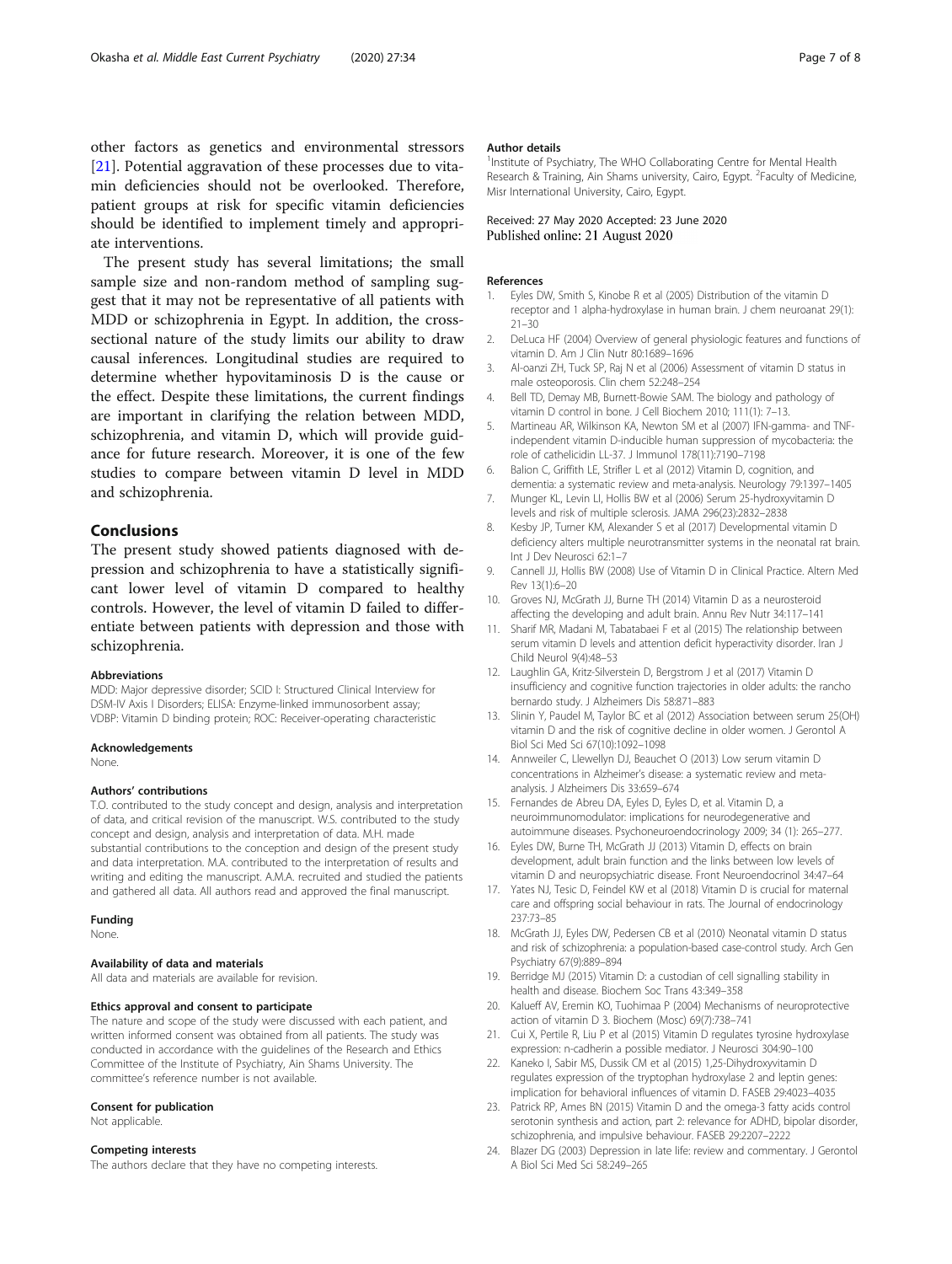other factors as genetics and environmental stressors [21]. Potential aggravation of these processes due to vitamin deficiencies should not be overlooked. Therefore, patient groups at risk for specific vitamin deficiencies should be identified to implement timely and appropriate interventions.

The present study has several limitations; the small sample size and non-random method of sampling suggest that it may not be representative of all patients with MDD or schizophrenia in Egypt. In addition, the cross-sectional nature of the study limits our ability to draw causal inferences. Longitudinal studies are required to determine whether hypovitaminosis D is the cause or the effect. Despite these limitations, the current findings are important in clarifying the relation between MDD, schizophrenia, and vitamin D, which will provide guidance for future research. Moreover, it is one of the few studies to compare between vitamin D level in MDD and schizophrenia.

## Conclusions

The present study showed patients diagnosed with depression and schizophrenia to have a statistically significant lower level of vitamin D compared to healthy controls. However, the level of vitamin D failed to differentiate between patients with depression and those with schizophrenia.

#### Abbreviations

MDD: Major depressive disorder; SCID I: Structured Clinical Interview for DSM-IV Axis I Disorders; ELISA: Enzyme-linked immunosorbent assay; VDBP: Vitamin D binding protein; ROC: Receiver-operating characteristic

#### Acknowledgements

None.

#### Authors' contributions

T.O. contributed to the study concept and design, analysis and interpretation of data, and critical revision of the manuscript. W.S. contributed to the study concept and design, analysis and interpretation of data. M.H. made substantial contributions to the conception and design of the present study and data interpretation. M.A. contributed to the interpretation of results and writing and editing the manuscript. A.M.A. recruited and studied the patients and gathered all data. All authors read and approved the final manuscript.

#### Funding

None.

#### Availability of data and materials

All data and materials are available for revision.

#### Ethics approval and consent to participate

The nature and scope of the study were discussed with each patient, and written informed consent was obtained from all patients. The study was conducted in accordance with the guidelines of the Research and Ethics Committee of the Institute of Psychiatry, Ain Shams University. The committee's reference number is not available.

#### Consent for publication

Not applicable.

#### Competing interests

The authors declare that they have no competing interests.

#### Author details

[1]Institute of Psychiatry, The WHO Collaborating Centre for Mental Health Research & Training, Ain Shams university, Cairo, Egypt. [2]Faculty of Medicine, Misr International University, Cairo, Egypt.

Received: 27 May 2020 Accepted: 23 June 2020
Published online: 21 August 2020

#### References

1. Eyles DW, Smith S, Kinobe R et al (2005) Distribution of the vitamin D receptor and 1 alpha-hydroxylase in human brain. J chem neuroanat 29(1): 21–30
2. DeLuca HF (2004) Overview of general physiologic features and functions of vitamin D. Am J Clin Nutr 80:1689–1696
3. Al-oanzi ZH, Tuck SP, Raj N et al (2006) Assessment of vitamin D status in male osteoporosis. Clin chem 52:248–254
4. Bell TD, Demay MB, Burnett-Bowie SAM. The biology and pathology of vitamin D control in bone. J Cell Biochem 2010; 111(1): 7–13.
5. Martineau AR, Wilkinson KA, Newton SM et al (2007) IFN-gamma- and TNF-independent vitamin D-inducible human suppression of mycobacteria: the role of cathelicidin LL-37. J Immunol 178(11):7190–7198
6. Balion C, Griffith LE, Strifler L et al (2012) Vitamin D, cognition, and dementia: a systematic review and meta-analysis. Neurology 79:1397–1405
7. Munger KL, Levin LI, Hollis BW et al (2006) Serum 25-hydroxyvitamin D levels and risk of multiple sclerosis. JAMA 296(23):2832–2838
8. Kesby JP, Turner KM, Alexander S et al (2017) Developmental vitamin D deficiency alters multiple neurotransmitter systems in the neonatal rat brain. Int J Dev Neurosci 62:1–7
9. Cannell JJ, Hollis BW (2008) Use of Vitamin D in Clinical Practice. Altern Med Rev 13(1):6–20
10. Groves NJ, McGrath JJ, Burne TH (2014) Vitamin D as a neurosteroid affecting the developing and adult brain. Annu Rev Nutr 34:117–141
11. Sharif MR, Madani M, Tabatabaei F et al (2015) The relationship between serum vitamin D levels and attention deficit hyperactivity disorder. Iran J Child Neurol 9(4):48–53
12. Laughlin GA, Kritz-Silverstein D, Bergstrom J et al (2017) Vitamin D insufficiency and cognitive function trajectories in older adults: the rancho bernardo study. J Alzheimers Dis 58:871–883
13. Slinin Y, Paudel M, Taylor BC et al (2012) Association between serum 25(OH) vitamin D and the risk of cognitive decline in older women. J Gerontol A Biol Sci Med Sci 67(10):1092–1098
14. Annweiler C, Llewellyn DJ, Beauchet O (2013) Low serum vitamin D concentrations in Alzheimer's disease: a systematic review and meta-analysis. J Alzheimers Dis 33:659–674
15. Fernandes de Abreu DA, Eyles D, Eyles D, et al. Vitamin D, a neuroimmunomodulator: implications for neurodegenerative and autoimmune diseases. Psychoneuroendocrinology 2009; 34 (1): 265–277.
16. Eyles DW, Burne TH, McGrath JJ (2013) Vitamin D, effects on brain development, adult brain function and the links between low levels of vitamin D and neuropsychiatric disease. Front Neuroendocrinol 34:47–64
17. Yates NJ, Tesic D, Feindel KW et al (2018) Vitamin D is crucial for maternal care and offspring social behaviour in rats. The Journal of endocrinology 237:73–85
18. McGrath JJ, Eyles DW, Pedersen CB et al (2010) Neonatal vitamin D status and risk of schizophrenia: a population-based case-control study. Arch Gen Psychiatry 67(9):889–894
19. Berridge MJ (2015) Vitamin D: a custodian of cell signalling stability in health and disease. Biochem Soc Trans 43:349–358
20. Kalueff AV, Eremin KO, Tuohimaa P (2004) Mechanisms of neuroprotective action of vitamin D 3. Biochem (Mosc) 69(7):738–741
21. Cui X, Pertile R, Liu P et al (2015) Vitamin D regulates tyrosine hydroxylase expression: n-cadherin a possible mediator. J Neurosci 304:90–100
22. Kaneko I, Sabir MS, Dussik CM et al (2015) 1,25-Dihydroxyvitamin D regulates expression of the tryptophan hydroxylase 2 and leptin genes: implication for behavioral influences of vitamin D. FASEB 29:4023–4035
23. Patrick RP, Ames BN (2015) Vitamin D and the omega-3 fatty acids control serotonin synthesis and action, part 2: relevance for ADHD, bipolar disorder, schizophrenia, and impulsive behaviour. FASEB 29:2207–2222
24. Blazer DG (2003) Depression in late life: review and commentary. J Gerontol A Biol Sci Med Sci 58:249–265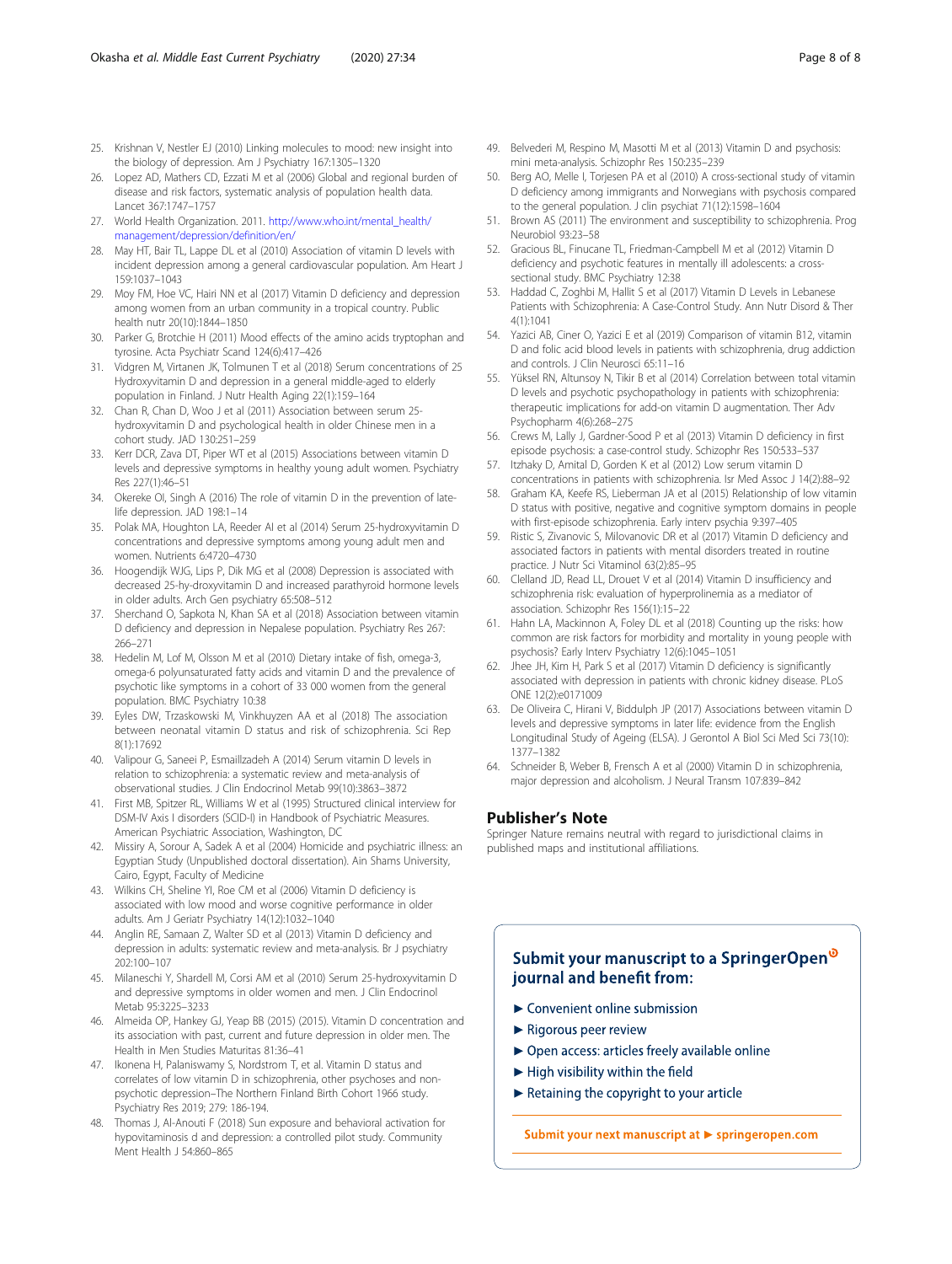25. Krishnan V, Nestler EJ (2010) Linking molecules to mood: new insight into the biology of depression. Am J Psychiatry 167:1305–1320
26. Lopez AD, Mathers CD, Ezzati M et al (2006) Global and regional burden of disease and risk factors, systematic analysis of population health data. Lancet 367:1747–1757
27. World Health Organization. 2011. http://www.who.int/mental_health/management/depression/definition/en/
28. May HT, Bair TL, Lappe DL et al (2010) Association of vitamin D levels with incident depression among a general cardiovascular population. Am Heart J 159:1037–1043
29. Moy FM, Hoe VC, Hairi NN et al (2017) Vitamin D deficiency and depression among women from an urban community in a tropical country. Public health nutr 20(10):1844–1850
30. Parker G, Brotchie H (2011) Mood effects of the amino acids tryptophan and tyrosine. Acta Psychiatr Scand 124(6):417–426
31. Vidgren M, Virtanen JK, Tolmunen T et al (2018) Serum concentrations of 25 Hydroxyvitamin D and depression in a general middle-aged to elderly population in Finland. J Nutr Health Aging 22(1):159–164
32. Chan R, Chan D, Woo J et al (2011) Association between serum 25-hydroxyvitamin D and psychological health in older Chinese men in a cohort study. JAD 130:251–259
33. Kerr DCR, Zava DT, Piper WT et al (2015) Associations between vitamin D levels and depressive symptoms in healthy young adult women. Psychiatry Res 227(1):46–51
34. Okereke OI, Singh A (2016) The role of vitamin D in the prevention of late-life depression. JAD 198:1–14
35. Polak MA, Houghton LA, Reeder AI et al (2014) Serum 25-hydroxyvitamin D concentrations and depressive symptoms among young adult men and women. Nutrients 6:4720–4730
36. Hoogendijk WJG, Lips P, Dik MG et al (2008) Depression is associated with decreased 25-hy-droxyvitamin D and increased parathyroid hormone levels in older adults. Arch Gen psychiatry 65:508–512
37. Sherchand O, Sapkota N, Khan SA et al (2018) Association between vitamin D deficiency and depression in Nepalese population. Psychiatry Res 267: 266–271
38. Hedelin M, Lof M, Olsson M et al (2010) Dietary intake of fish, omega-3, omega-6 polyunsaturated fatty acids and vitamin D and the prevalence of psychotic like symptoms in a cohort of 33 000 women from the general population. BMC Psychiatry 10:38
39. Eyles DW, Trzaskowski M, Vinkhuyzen AA et al (2018) The association between neonatal vitamin D status and risk of schizophrenia. Sci Rep 8(1):17692
40. Valipour G, Saneei P, Esmaillzadeh A (2014) Serum vitamin D levels in relation to schizophrenia: a systematic review and meta-analysis of observational studies. J Clin Endocrinol Metab 99(10):3863–3872
41. First MB, Spitzer RL, Williams W et al (1995) Structured clinical interview for DSM-IV Axis I disorders (SCID-I) in Handbook of Psychiatric Measures. American Psychiatric Association, Washington, DC
42. Missiry A, Sorour A, Sadek A et al (2004) Homicide and psychiatric illness: an Egyptian Study (Unpublished doctoral dissertation). Ain Shams University, Cairo, Egypt, Faculty of Medicine
43. Wilkins CH, Sheline YI, Roe CM et al (2006) Vitamin D deficiency is associated with low mood and worse cognitive performance in older adults. Am J Geriatr Psychiatry 14(12):1032–1040
44. Anglin RE, Samaan Z, Walter SD et al (2013) Vitamin D deficiency and depression in adults: systematic review and meta-analysis. Br J psychiatry 202:100–107
45. Milaneschi Y, Shardell M, Corsi AM et al (2010) Serum 25-hydroxyvitamin D and depressive symptoms in older women and men. J Clin Endocrinol Metab 95:3225–3233
46. Almeida OP, Hankey GJ, Yeap BB (2015) (2015). Vitamin D concentration and its association with past, current and future depression in older men. The Health in Men Studies Maturitas 81:36–41
47. Ikonena H, Palaniswamy S, Nordstrom T, et al. Vitamin D status and correlates of low vitamin D in schizophrenia, other psychoses and non-psychotic depression–The Northern Finland Birth Cohort 1966 study. Psychiatry Res 2019; 279: 186-194.
48. Thomas J, Al-Anouti F (2018) Sun exposure and behavioral activation for hypovitaminosis d and depression: a controlled pilot study. Community Ment Health J 54:860–865
49. Belvederi M, Respino M, Masotti M et al (2013) Vitamin D and psychosis: mini meta-analysis. Schizophr Res 150:235–239
50. Berg AO, Melle I, Torjesen PA et al (2010) A cross-sectional study of vitamin D deficiency among immigrants and Norwegians with psychosis compared to the general population. J clin psychiat 71(12):1598–1604
51. Brown AS (2011) The environment and susceptibility to schizophrenia. Prog Neurobiol 93:23–58
52. Gracious BL, Finucane TL, Friedman-Campbell M et al (2012) Vitamin D deficiency and psychotic features in mentally ill adolescents: a cross-sectional study. BMC Psychiatry 12:38
53. Haddad C, Zoghbi M, Hallit S et al (2017) Vitamin D Levels in Lebanese Patients with Schizophrenia: A Case-Control Study. Ann Nutr Disord & Ther 4(1):1041
54. Yazici AB, Ciner O, Yazici E et al (2019) Comparison of vitamin B12, vitamin D and folic acid blood levels in patients with schizophrenia, drug addiction and controls. J Clin Neurosci 65:11–16
55. Yüksel RN, Altunsoy N, Tikir B et al (2014) Correlation between total vitamin D levels and psychotic psychopathology in patients with schizophrenia: therapeutic implications for add-on vitamin D augmentation. Ther Adv Psychopharm 4(6):268–275
56. Crews M, Lally J, Gardner-Sood P et al (2013) Vitamin D deficiency in first episode psychosis: a case-control study. Schizophr Res 150:533–537
57. Itzhaky D, Amital D, Gorden K et al (2012) Low serum vitamin D concentrations in patients with schizophrenia. Isr Med Assoc J 14(2):88–92
58. Graham KA, Keefe RS, Lieberman JA et al (2015) Relationship of low vitamin D status with positive, negative and cognitive symptom domains in people with first-episode schizophrenia. Early interv psychia 9:397–405
59. Ristic S, Zivanovic S, Milovanovic DR et al (2017) Vitamin D deficiency and associated factors in patients with mental disorders treated in routine practice. J Nutr Sci Vitaminol 63(2):85–95
60. Clelland JD, Read LL, Drouet V et al (2014) Vitamin D insufficiency and schizophrenia risk: evaluation of hyperprolinemia as a mediator of association. Schizophr Res 156(1):15–22
61. Hahn LA, Mackinnon A, Foley DL et al (2018) Counting up the risks: how common are risk factors for morbidity and mortality in young people with psychosis? Early Interv Psychiatry 12(6):1045–1051
62. Jhee JH, Kim H, Park S et al (2017) Vitamin D deficiency is significantly associated with depression in patients with chronic kidney disease. PLoS ONE 12(2):e0171009
63. De Oliveira C, Hirani V, Biddulph JP (2017) Associations between vitamin D levels and depressive symptoms in later life: evidence from the English Longitudinal Study of Ageing (ELSA). J Gerontol A Biol Sci Med Sci 73(10): 1377–1382
64. Schneider B, Weber B, Frensch A et al (2000) Vitamin D in schizophrenia, major depression and alcoholism. J Neural Transm 107:839–842

## Publisher's Note

Springer Nature remains neutral with regard to jurisdictional claims in published maps and institutional affiliations.

**Submit your manuscript to a SpringerOpen journal and benefit from:**

- ► Convenient online submission
- ► Rigorous peer review
- ► Open access: articles freely available online
- ► High visibility within the field
- ► Retaining the copyright to your article

**Submit your next manuscript at ► springeropen.com**